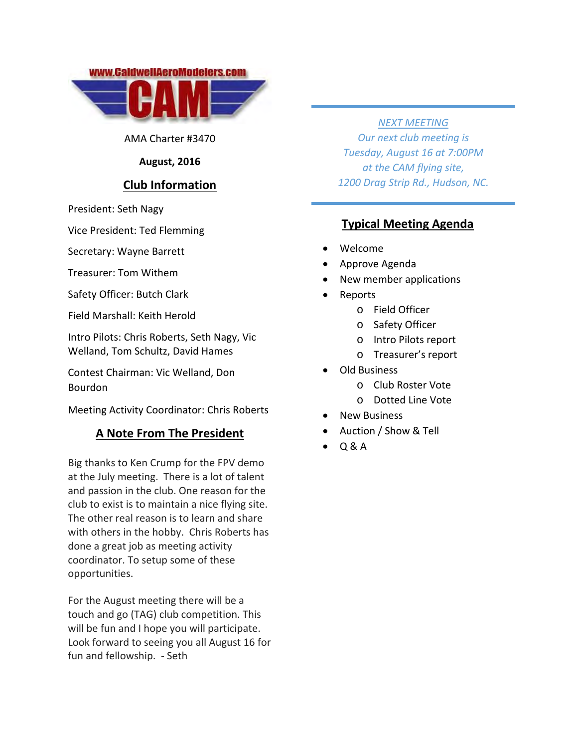www.CaldwellAeroModelers.com

CAM

AMA Charter #3470

**August, 2016**

## Club Information

President: Seth Nagy

Vice President: Ted Flemming

Secretary: Wayne Barrett

Treasurer: Tom Withem

Safety Officer: Butch Clark

Field Marshall: Keith Herold

Intro Pilots: Chris Roberts, Seth Nagy, Vic Welland, Tom Schultz, David Hames

Contest Chairman: Vic Welland, Don Bourdon

Meeting Activity Coordinator: Chris Roberts

## A Note From The President

Big thanks to Ken Crump for the FPV demo at the July meeting. There is a lot of talent and passion in the club. One reason for the club to exist is to maintain a nice flying site. The other real reason is to learn and share with others in the hobby. Chris Roberts has done a great job as meeting activity coordinator. To setup some of these opportunities.

For the August meeting there will be a touch and go (TAG) club competition. This will be fun and I hope you will participate. Look forward to seeing you all August 16 for fun and fellowship. - Seth

---

*NEXT MEETING*
*Our next club meeting is Tuesday, August 16 at 7:00PM at the CAM flying site, 1200 Drag Strip Rd., Hudson, NC.*

---

## Typical Meeting Agenda

- Welcome
- Approve Agenda
- New member applications
- Reports
  - Field Officer
  - Safety Officer
  - Intro Pilots report
  - Treasurer's report
- Old Business
  - Club Roster Vote
  - Dotted Line Vote
- New Business
- Auction / Show & Tell
- Q & A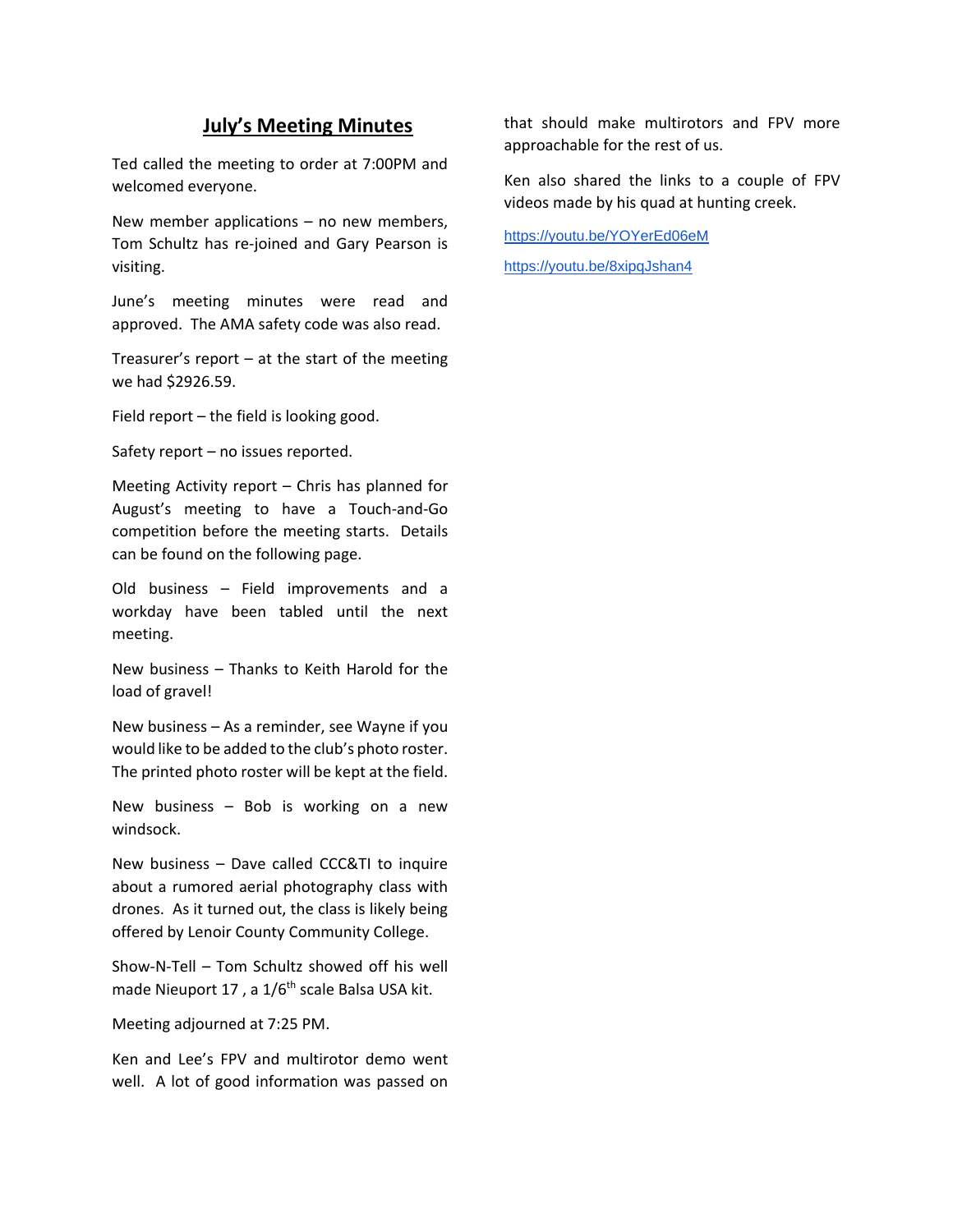## July's Meeting Minutes

Ted called the meeting to order at 7:00PM and welcomed everyone.

New member applications – no new members, Tom Schultz has re-joined and Gary Pearson is visiting.

June's meeting minutes were read and approved. The AMA safety code was also read.

Treasurer's report – at the start of the meeting we had $2926.59.

Field report – the field is looking good.

Safety report – no issues reported.

Meeting Activity report – Chris has planned for August's meeting to have a Touch-and-Go competition before the meeting starts. Details can be found on the following page.

Old business – Field improvements and a workday have been tabled until the next meeting.

New business – Thanks to Keith Harold for the load of gravel!

New business – As a reminder, see Wayne if you would like to be added to the club's photo roster. The printed photo roster will be kept at the field.

New business – Bob is working on a new windsock.

New business – Dave called CCC&TI to inquire about a rumored aerial photography class with drones. As it turned out, the class is likely being offered by Lenoir County Community College.

Show-N-Tell – Tom Schultz showed off his well made Nieuport 17 , a 1/6th scale Balsa USA kit.

Meeting adjourned at 7:25 PM.

Ken and Lee's FPV and multirotor demo went well. A lot of good information was passed on that should make multirotors and FPV more approachable for the rest of us.

Ken also shared the links to a couple of FPV videos made by his quad at hunting creek.

https://youtu.be/YOYerEd06eM

https://youtu.be/8xipqJshan4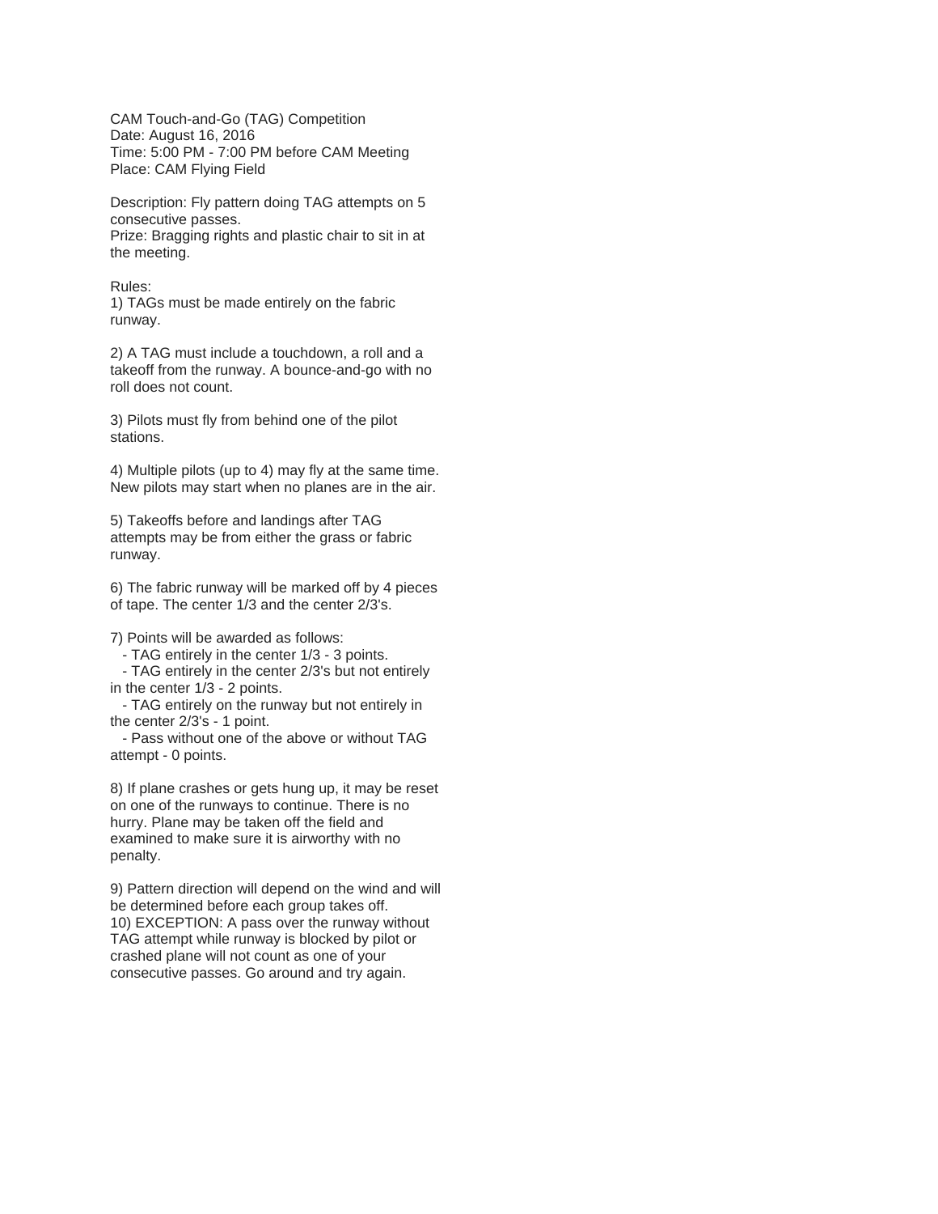CAM Touch-and-Go (TAG) Competition
Date: August 16, 2016
Time: 5:00 PM - 7:00 PM before CAM Meeting
Place: CAM Flying Field

Description: Fly pattern doing TAG attempts on 5 consecutive passes.
Prize: Bragging rights and plastic chair to sit in at the meeting.

Rules:

1) TAGs must be made entirely on the fabric runway.

2) A TAG must include a touchdown, a roll and a takeoff from the runway. A bounce-and-go with no roll does not count.

3) Pilots must fly from behind one of the pilot stations.

4) Multiple pilots (up to 4) may fly at the same time. New pilots may start when no planes are in the air.

5) Takeoffs before and landings after TAG attempts may be from either the grass or fabric runway.

6) The fabric runway will be marked off by 4 pieces of tape. The center 1/3 and the center 2/3's.

7) Points will be awarded as follows:
   - TAG entirely in the center 1/3 - 3 points.
   - TAG entirely in the center 2/3's but not entirely in the center 1/3 - 2 points.
   - TAG entirely on the runway but not entirely in the center 2/3's - 1 point.
   - Pass without one of the above or without TAG attempt - 0 points.

8) If plane crashes or gets hung up, it may be reset on one of the runways to continue. There is no hurry. Plane may be taken off the field and examined to make sure it is airworthy with no penalty.

9) Pattern direction will depend on the wind and will be determined before each group takes off.

10) EXCEPTION: A pass over the runway without TAG attempt while runway is blocked by pilot or crashed plane will not count as one of your consecutive passes. Go around and try again.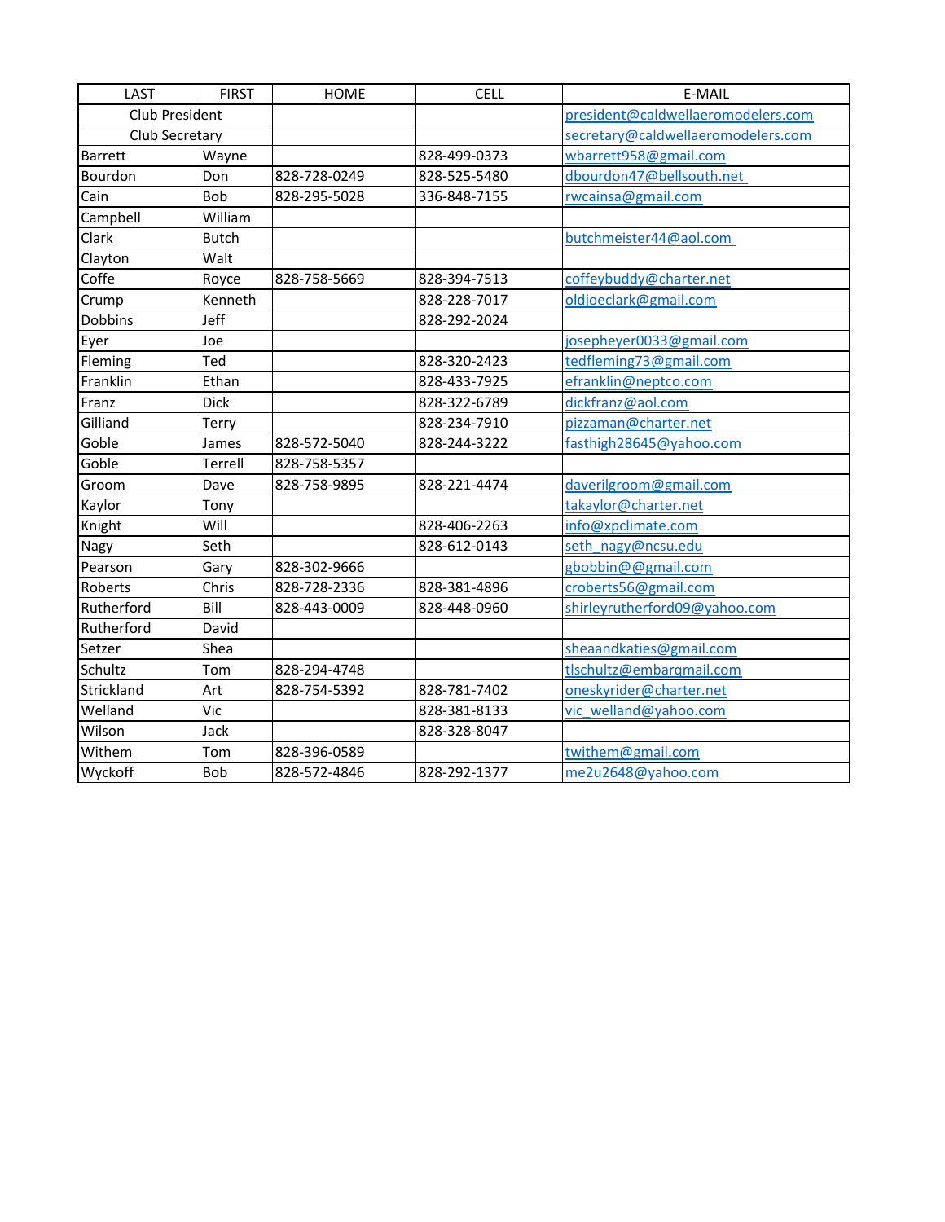| LAST | FIRST | HOME | CELL | E-MAIL |
|---|---|---|---|---|
| Club President | | | | president@caldwellaeromodelers.com |
| Club Secretary | | | | secretary@caldwellaeromodelers.com |
| Barrett | Wayne | | 828-499-0373 | wbarrett958@gmail.com |
| Bourdon | Don | 828-728-0249 | 828-525-5480 | dbourdon47@bellsouth.net |
| Cain | Bob | 828-295-5028 | 336-848-7155 | rwcainsa@gmail.com |
| Campbell | William | | | |
| Clark | Butch | | | butchmeister44@aol.com |
| Clayton | Walt | | | |
| Coffe | Royce | 828-758-5669 | 828-394-7513 | coffeybuddy@charter.net |
| Crump | Kenneth | | 828-228-7017 | oldjoeclark@gmail.com |
| Dobbins | Jeff | | 828-292-2024 | |
| Eyer | Joe | | | josepheyer0033@gmail.com |
| Fleming | Ted | | 828-320-2423 | tedfleming73@gmail.com |
| Franklin | Ethan | | 828-433-7925 | efranklin@neptco.com |
| Franz | Dick | | 828-322-6789 | dickfranz@aol.com |
| Gilliand | Terry | | 828-234-7910 | pizzaman@charter.net |
| Goble | James | 828-572-5040 | 828-244-3222 | fasthigh28645@yahoo.com |
| Goble | Terrell | 828-758-5357 | | |
| Groom | Dave | 828-758-9895 | 828-221-4474 | daverilgroom@gmail.com |
| Kaylor | Tony | | | takaylor@charter.net |
| Knight | Will | | 828-406-2263 | info@xpclimate.com |
| Nagy | Seth | | 828-612-0143 | seth_nagy@ncsu.edu |
| Pearson | Gary | 828-302-9666 | | gbobbin@@gmail.com |
| Roberts | Chris | 828-728-2336 | 828-381-4896 | croberts56@gmail.com |
| Rutherford | Bill | 828-443-0009 | 828-448-0960 | shirleyrutherford09@yahoo.com |
| Rutherford | David | | | |
| Setzer | Shea | | | sheaandkaties@gmail.com |
| Schultz | Tom | 828-294-4748 | | tlschultz@embarqmail.com |
| Strickland | Art | 828-754-5392 | 828-781-7402 | oneskyrider@charter.net |
| Welland | Vic | | 828-381-8133 | vic_welland@yahoo.com |
| Wilson | Jack | | 828-328-8047 | |
| Withem | Tom | 828-396-0589 | | twithem@gmail.com |
| Wyckoff | Bob | 828-572-4846 | 828-292-1377 | me2u2648@yahoo.com |